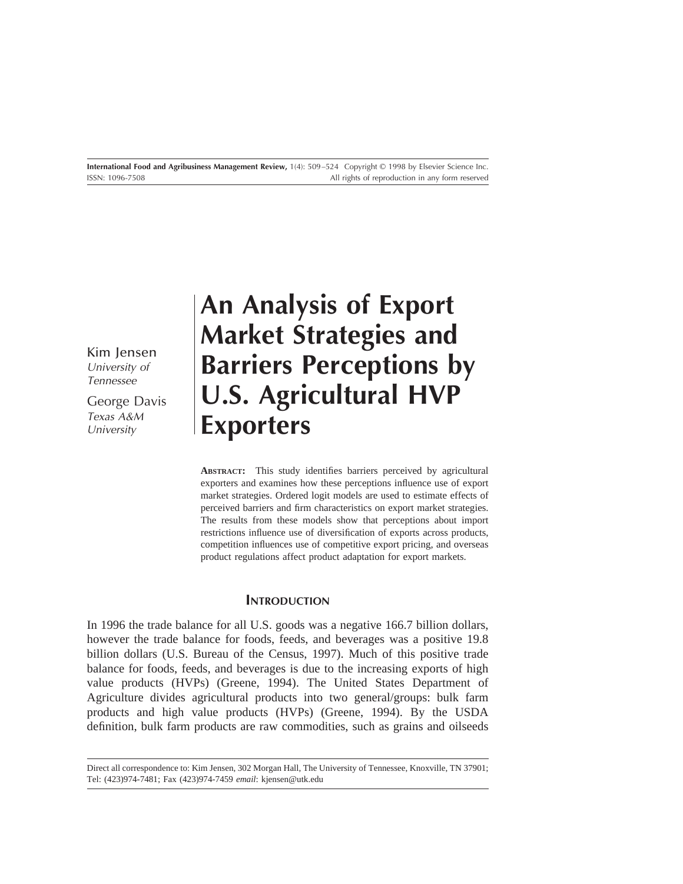# An Analysis of Export Market Strategies and Barriers Perceptions by U.S. Agricultural HVP Exporters

Kim Jensen
*University of Tennessee*

George Davis
*Texas A&M University*

**ABSTRACT:** This study identifies barriers perceived by agricultural exporters and examines how these perceptions influence use of export market strategies. Ordered logit models are used to estimate effects of perceived barriers and firm characteristics on export market strategies. The results from these models show that perceptions about import restrictions influence use of diversification of exports across products, competition influences use of competitive export pricing, and overseas product regulations affect product adaptation for export markets.

## INTRODUCTION

In 1996 the trade balance for all U.S. goods was a negative 166.7 billion dollars, however the trade balance for foods, feeds, and beverages was a positive 19.8 billion dollars (U.S. Bureau of the Census, 1997). Much of this positive trade balance for foods, feeds, and beverages is due to the increasing exports of high value products (HVPs) (Greene, 1994). The United States Department of Agriculture divides agricultural products into two general/groups: bulk farm products and high value products (HVPs) (Greene, 1994). By the USDA definition, bulk farm products are raw commodities, such as grains and oilseeds

---

Direct all correspondence to: Kim Jensen, 302 Morgan Hall, The University of Tennessee, Knoxville, TN 37901; Tel: (423)974-7481; Fax (423)974-7459 *email*: kjensen@utk.edu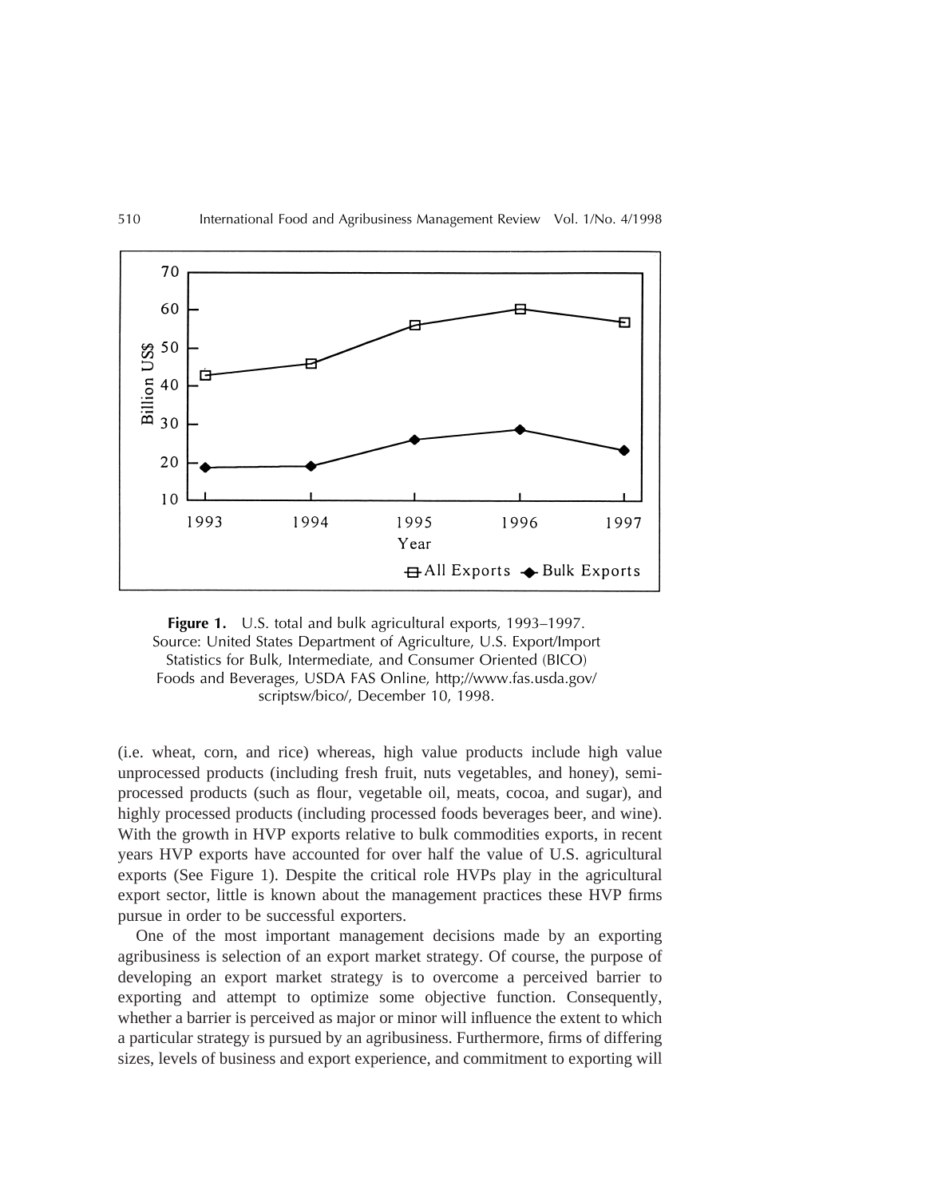**Figure 1.** U.S. total and bulk agricultural exports, 1993–1997. Source: United States Department of Agriculture, U.S. Export/Import Statistics for Bulk, Intermediate, and Consumer Oriented (BICO) Foods and Beverages, USDA FAS Online, http;//www.fas.usda.gov/scriptsw/bico/, December 10, 1998.

(i.e. wheat, corn, and rice) whereas, high value products include high value unprocessed products (including fresh fruit, nuts vegetables, and honey), semi-processed products (such as flour, vegetable oil, meats, cocoa, and sugar), and highly processed products (including processed foods beverages beer, and wine). With the growth in HVP exports relative to bulk commodities exports, in recent years HVP exports have accounted for over half the value of U.S. agricultural exports (See Figure 1). Despite the critical role HVPs play in the agricultural export sector, little is known about the management practices these HVP firms pursue in order to be successful exporters.

One of the most important management decisions made by an exporting agribusiness is selection of an export market strategy. Of course, the purpose of developing an export market strategy is to overcome a perceived barrier to exporting and attempt to optimize some objective function. Consequently, whether a barrier is perceived as major or minor will influence the extent to which a particular strategy is pursued by an agribusiness. Furthermore, firms of differing sizes, levels of business and export experience, and commitment to exporting will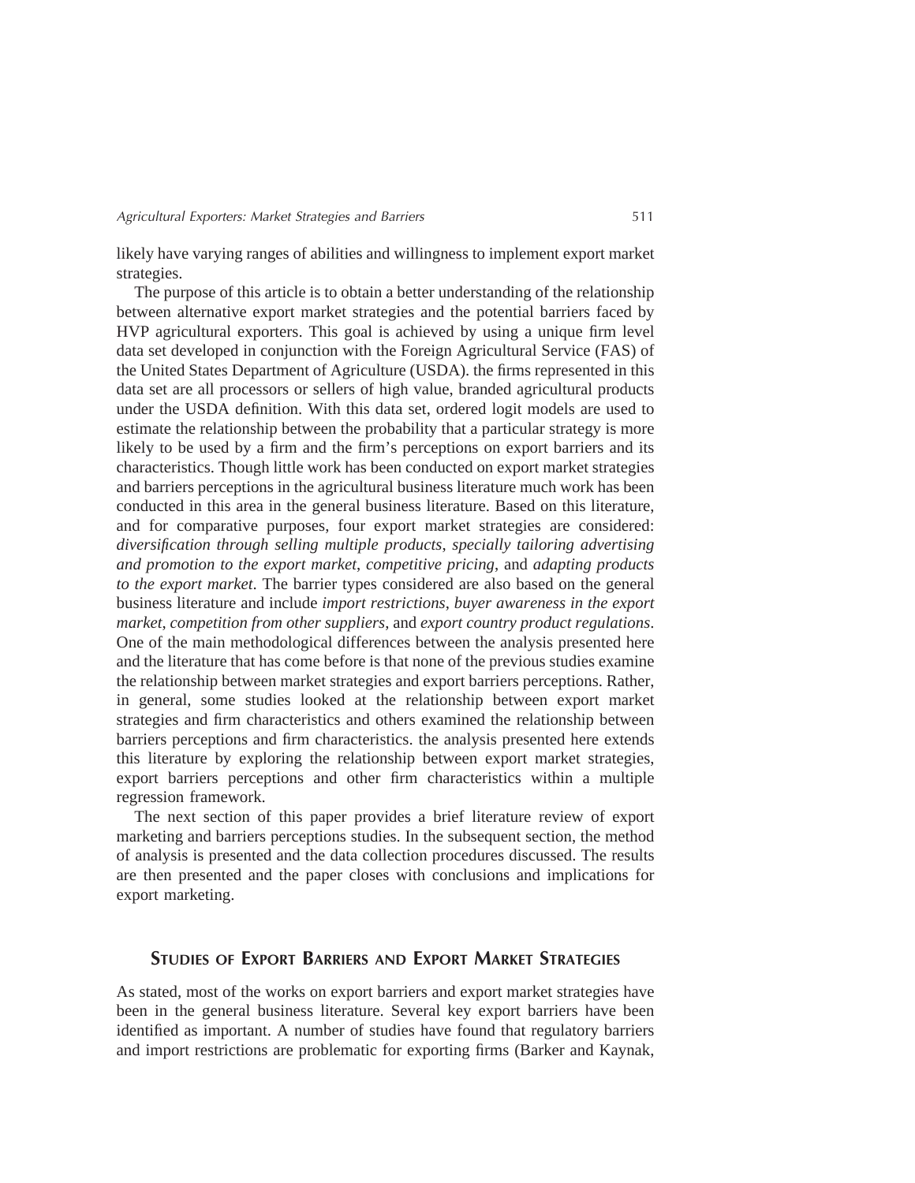likely have varying ranges of abilities and willingness to implement export market strategies.

The purpose of this article is to obtain a better understanding of the relationship between alternative export market strategies and the potential barriers faced by HVP agricultural exporters. This goal is achieved by using a unique firm level data set developed in conjunction with the Foreign Agricultural Service (FAS) of the United States Department of Agriculture (USDA). the firms represented in this data set are all processors or sellers of high value, branded agricultural products under the USDA definition. With this data set, ordered logit models are used to estimate the relationship between the probability that a particular strategy is more likely to be used by a firm and the firm's perceptions on export barriers and its characteristics. Though little work has been conducted on export market strategies and barriers perceptions in the agricultural business literature much work has been conducted in this area in the general business literature. Based on this literature, and for comparative purposes, four export market strategies are considered: *diversification through selling multiple products*, *specially tailoring advertising and promotion to the export market*, *competitive pricing*, and *adapting products to the export market*. The barrier types considered are also based on the general business literature and include *import restrictions*, *buyer awareness in the export market*, *competition from other suppliers*, and *export country product regulations*. One of the main methodological differences between the analysis presented here and the literature that has come before is that none of the previous studies examine the relationship between market strategies and export barriers perceptions. Rather, in general, some studies looked at the relationship between export market strategies and firm characteristics and others examined the relationship between barriers perceptions and firm characteristics. the analysis presented here extends this literature by exploring the relationship between export market strategies, export barriers perceptions and other firm characteristics within a multiple regression framework.

The next section of this paper provides a brief literature review of export marketing and barriers perceptions studies. In the subsequent section, the method of analysis is presented and the data collection procedures discussed. The results are then presented and the paper closes with conclusions and implications for export marketing.

## Studies of Export Barriers and Export Market Strategies

As stated, most of the works on export barriers and export market strategies have been in the general business literature. Several key export barriers have been identified as important. A number of studies have found that regulatory barriers and import restrictions are problematic for exporting firms (Barker and Kaynak,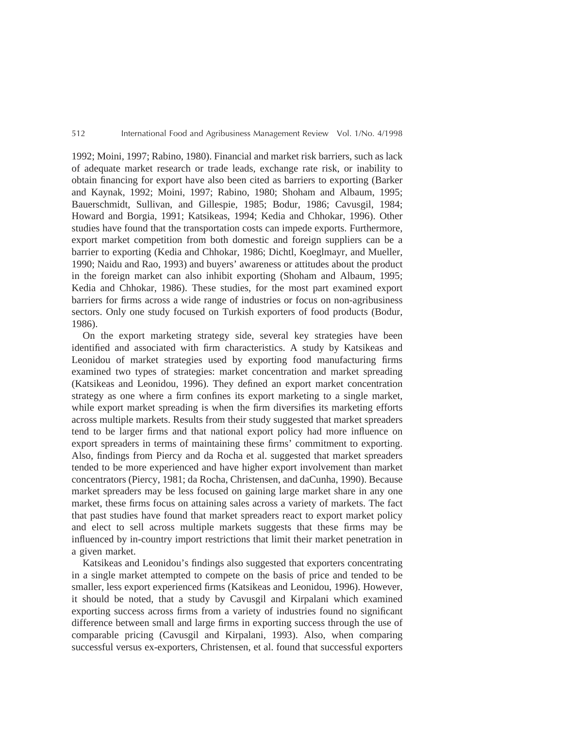1992; Moini, 1997; Rabino, 1980). Financial and market risk barriers, such as lack of adequate market research or trade leads, exchange rate risk, or inability to obtain financing for export have also been cited as barriers to exporting (Barker and Kaynak, 1992; Moini, 1997; Rabino, 1980; Shoham and Albaum, 1995; Bauerschmidt, Sullivan, and Gillespie, 1985; Bodur, 1986; Cavusgil, 1984; Howard and Borgia, 1991; Katsikeas, 1994; Kedia and Chhokar, 1996). Other studies have found that the transportation costs can impede exports. Furthermore, export market competition from both domestic and foreign suppliers can be a barrier to exporting (Kedia and Chhokar, 1986; Dichtl, Koeglmayr, and Mueller, 1990; Naidu and Rao, 1993) and buyers' awareness or attitudes about the product in the foreign market can also inhibit exporting (Shoham and Albaum, 1995; Kedia and Chhokar, 1986). These studies, for the most part examined export barriers for firms across a wide range of industries or focus on non-agribusiness sectors. Only one study focused on Turkish exporters of food products (Bodur, 1986).

On the export marketing strategy side, several key strategies have been identified and associated with firm characteristics. A study by Katsikeas and Leonidou of market strategies used by exporting food manufacturing firms examined two types of strategies: market concentration and market spreading (Katsikeas and Leonidou, 1996). They defined an export market concentration strategy as one where a firm confines its export marketing to a single market, while export market spreading is when the firm diversifies its marketing efforts across multiple markets. Results from their study suggested that market spreaders tend to be larger firms and that national export policy had more influence on export spreaders in terms of maintaining these firms' commitment to exporting. Also, findings from Piercy and da Rocha et al. suggested that market spreaders tended to be more experienced and have higher export involvement than market concentrators (Piercy, 1981; da Rocha, Christensen, and daCunha, 1990). Because market spreaders may be less focused on gaining large market share in any one market, these firms focus on attaining sales across a variety of markets. The fact that past studies have found that market spreaders react to export market policy and elect to sell across multiple markets suggests that these firms may be influenced by in-country import restrictions that limit their market penetration in a given market.

Katsikeas and Leonidou's findings also suggested that exporters concentrating in a single market attempted to compete on the basis of price and tended to be smaller, less export experienced firms (Katsikeas and Leonidou, 1996). However, it should be noted, that a study by Cavusgil and Kirpalani which examined exporting success across firms from a variety of industries found no significant difference between small and large firms in exporting success through the use of comparable pricing (Cavusgil and Kirpalani, 1993). Also, when comparing successful versus ex-exporters, Christensen, et al. found that successful exporters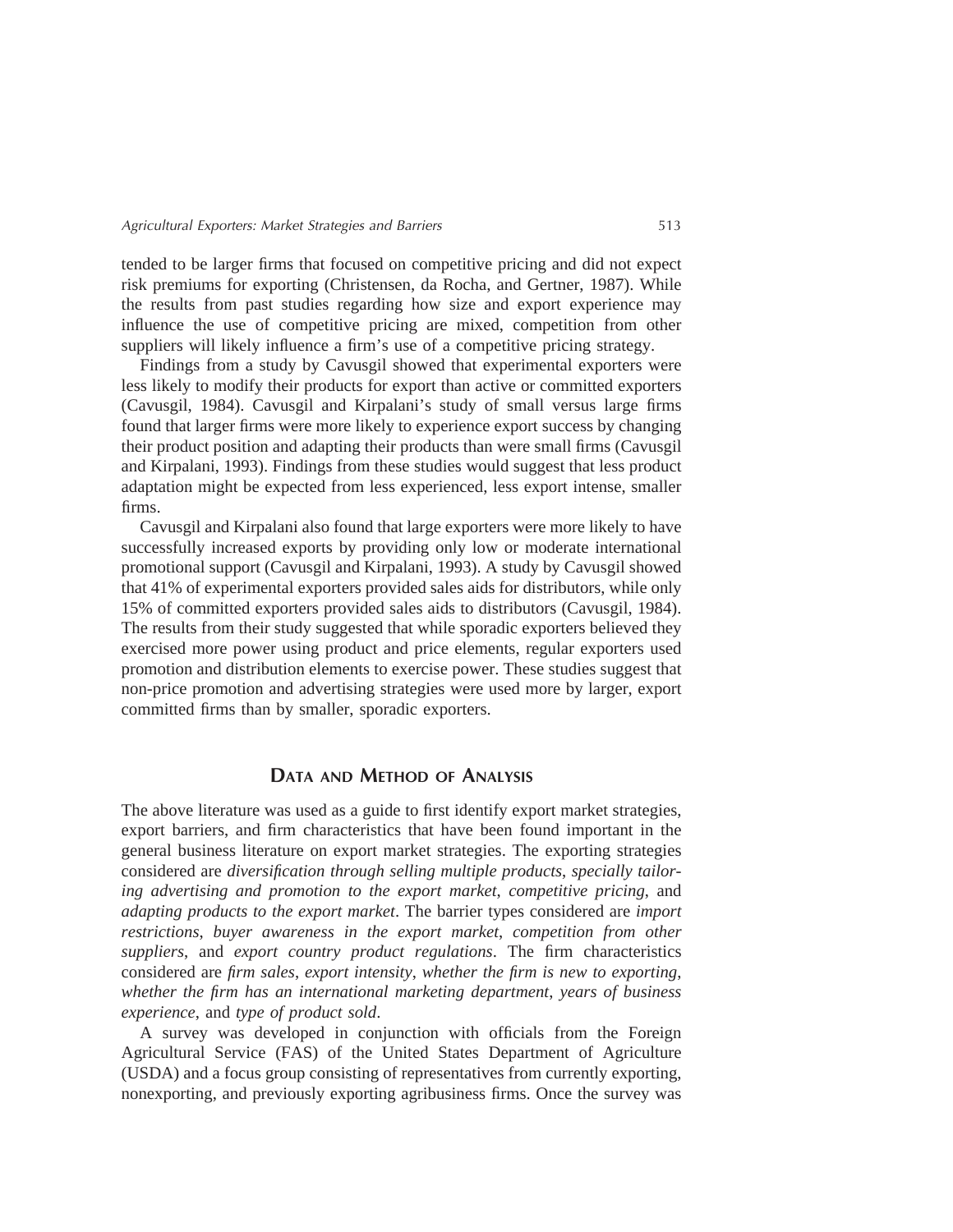tended to be larger firms that focused on competitive pricing and did not expect risk premiums for exporting (Christensen, da Rocha, and Gertner, 1987). While the results from past studies regarding how size and export experience may influence the use of competitive pricing are mixed, competition from other suppliers will likely influence a firm's use of a competitive pricing strategy.

Findings from a study by Cavusgil showed that experimental exporters were less likely to modify their products for export than active or committed exporters (Cavusgil, 1984). Cavusgil and Kirpalani's study of small versus large firms found that larger firms were more likely to experience export success by changing their product position and adapting their products than were small firms (Cavusgil and Kirpalani, 1993). Findings from these studies would suggest that less product adaptation might be expected from less experienced, less export intense, smaller firms.

Cavusgil and Kirpalani also found that large exporters were more likely to have successfully increased exports by providing only low or moderate international promotional support (Cavusgil and Kirpalani, 1993). A study by Cavusgil showed that 41% of experimental exporters provided sales aids for distributors, while only 15% of committed exporters provided sales aids to distributors (Cavusgil, 1984). The results from their study suggested that while sporadic exporters believed they exercised more power using product and price elements, regular exporters used promotion and distribution elements to exercise power. These studies suggest that non-price promotion and advertising strategies were used more by larger, export committed firms than by smaller, sporadic exporters.

## Data and Method of Analysis

The above literature was used as a guide to first identify export market strategies, export barriers, and firm characteristics that have been found important in the general business literature on export market strategies. The exporting strategies considered are *diversification through selling multiple products*, *specially tailoring advertising and promotion to the export market*, *competitive pricing*, and *adapting products to the export market*. The barrier types considered are *import restrictions*, *buyer awareness in the export market*, *competition from other suppliers*, and *export country product regulations*. The firm characteristics considered are *firm sales*, *export intensity*, *whether the firm is new to exporting*, *whether the firm has an international marketing department*, *years of business experience*, and *type of product sold*.

A survey was developed in conjunction with officials from the Foreign Agricultural Service (FAS) of the United States Department of Agriculture (USDA) and a focus group consisting of representatives from currently exporting, nonexporting, and previously exporting agribusiness firms. Once the survey was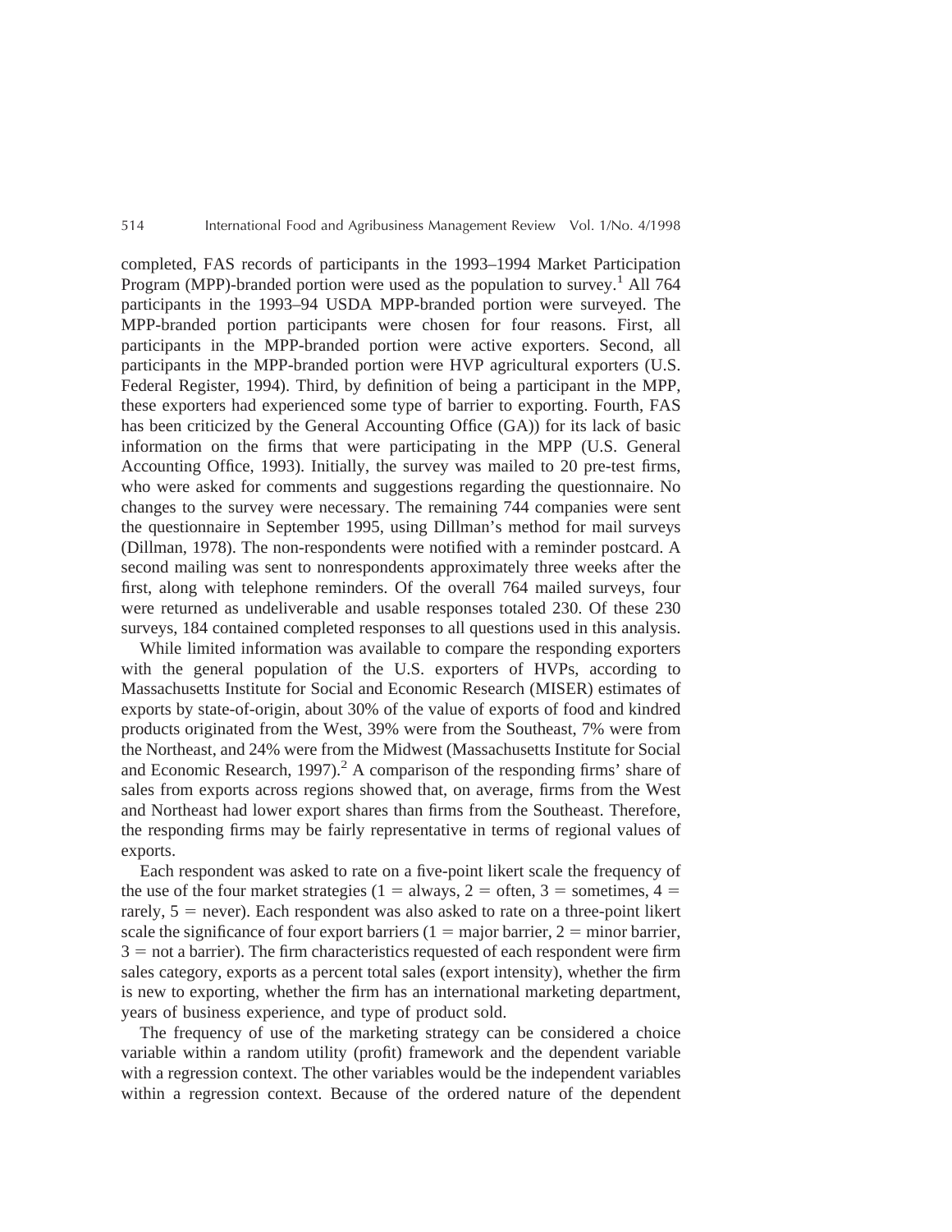completed, FAS records of participants in the 1993–1994 Market Participation Program (MPP)-branded portion were used as the population to survey.[1] All 764 participants in the 1993–94 USDA MPP-branded portion were surveyed. The MPP-branded portion participants were chosen for four reasons. First, all participants in the MPP-branded portion were active exporters. Second, all participants in the MPP-branded portion were HVP agricultural exporters (U.S. Federal Register, 1994). Third, by definition of being a participant in the MPP, these exporters had experienced some type of barrier to exporting. Fourth, FAS has been criticized by the General Accounting Office (GA)) for its lack of basic information on the firms that were participating in the MPP (U.S. General Accounting Office, 1993). Initially, the survey was mailed to 20 pre-test firms, who were asked for comments and suggestions regarding the questionnaire. No changes to the survey were necessary. The remaining 744 companies were sent the questionnaire in September 1995, using Dillman's method for mail surveys (Dillman, 1978). The non-respondents were notified with a reminder postcard. A second mailing was sent to nonrespondents approximately three weeks after the first, along with telephone reminders. Of the overall 764 mailed surveys, four were returned as undeliverable and usable responses totaled 230. Of these 230 surveys, 184 contained completed responses to all questions used in this analysis.

While limited information was available to compare the responding exporters with the general population of the U.S. exporters of HVPs, according to Massachusetts Institute for Social and Economic Research (MISER) estimates of exports by state-of-origin, about 30% of the value of exports of food and kindred products originated from the West, 39% were from the Southeast, 7% were from the Northeast, and 24% were from the Midwest (Massachusetts Institute for Social and Economic Research, 1997).[2] A comparison of the responding firms' share of sales from exports across regions showed that, on average, firms from the West and Northeast had lower export shares than firms from the Southeast. Therefore, the responding firms may be fairly representative in terms of regional values of exports.

Each respondent was asked to rate on a five-point likert scale the frequency of the use of the four market strategies (1 = always, 2 = often, 3 = sometimes, 4 = rarely, 5 = never). Each respondent was also asked to rate on a three-point likert scale the significance of four export barriers (1 = major barrier, 2 = minor barrier, 3 = not a barrier). The firm characteristics requested of each respondent were firm sales category, exports as a percent total sales (export intensity), whether the firm is new to exporting, whether the firm has an international marketing department, years of business experience, and type of product sold.

The frequency of use of the marketing strategy can be considered a choice variable within a random utility (profit) framework and the dependent variable with a regression context. The other variables would be the independent variables within a regression context. Because of the ordered nature of the dependent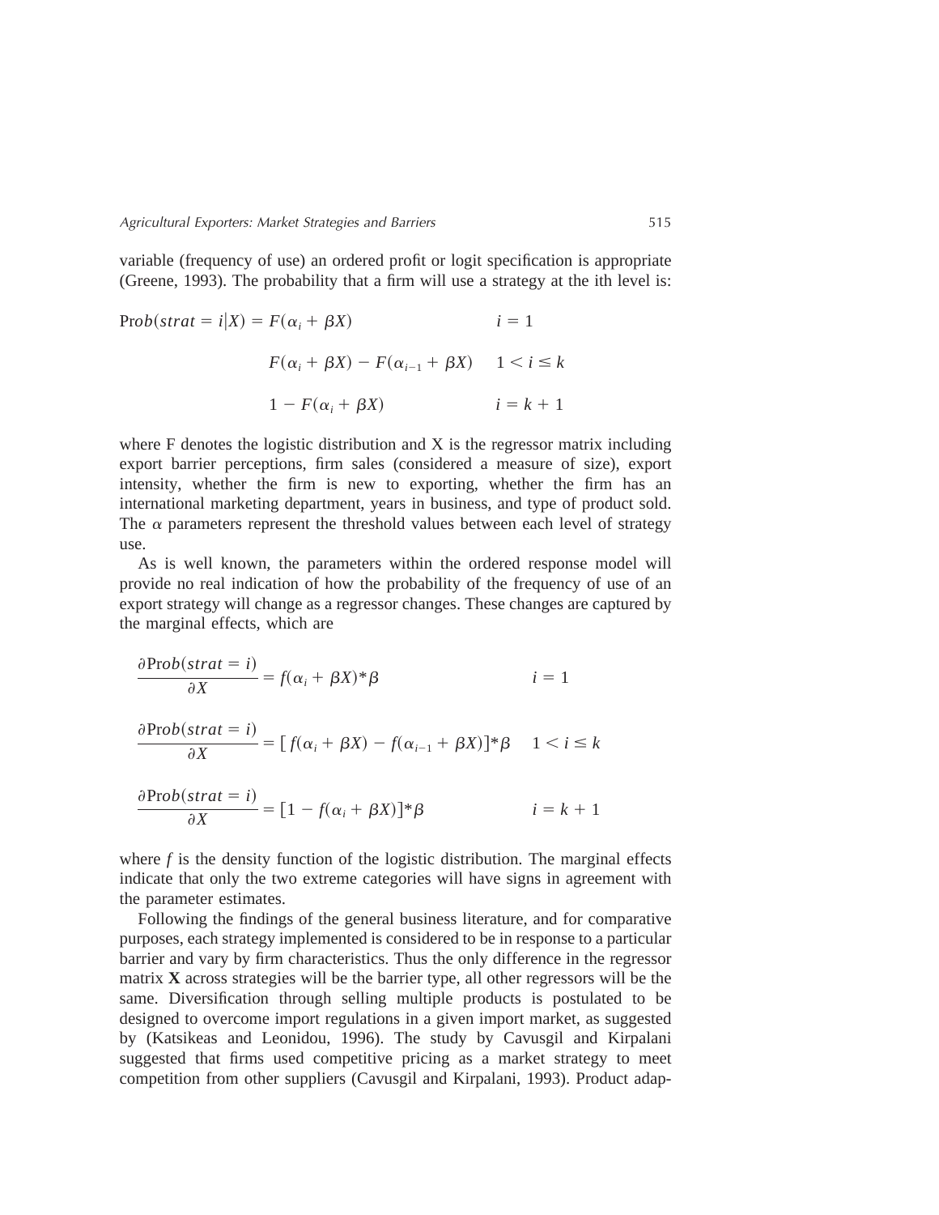variable (frequency of use) an ordered profit or logit specification is appropriate (Greene, 1993). The probability that a firm will use a strategy at the ith level is:

$$
\text{Prob}(strat = i|X) = \begin{cases} F(\alpha_i + \beta X) & i = 1 \\ F(\alpha_i + \beta X) - F(\alpha_{i-1} + \beta X) & 1 < i \leq k \\ 1 - F(\alpha_i + \beta X) & i = k + 1 \end{cases}
$$

where F denotes the logistic distribution and X is the regressor matrix including export barrier perceptions, firm sales (considered a measure of size), export intensity, whether the firm is new to exporting, whether the firm has an international marketing department, years in business, and type of product sold. The $\alpha$ parameters represent the threshold values between each level of strategy use.

As is well known, the parameters within the ordered response model will provide no real indication of how the probability of the frequency of use of an export strategy will change as a regressor changes. These changes are captured by the marginal effects, which are

$$
\frac{\partial \text{Prob}(strat = i)}{\partial X} = f(\alpha_i + \beta X)^* \beta \qquad i = 1
$$

$$
\frac{\partial \text{Prob}(strat = i)}{\partial X} = [f(\alpha_i + \beta X) - f(\alpha_{i-1} + \beta X)]^* \beta \qquad 1 < i \leq k
$$

$$
\frac{\partial \text{Prob}(strat = i)}{\partial X} = [1 - f(\alpha_i + \beta X)]^* \beta \qquad i = k + 1
$$

where *f* is the density function of the logistic distribution. The marginal effects indicate that only the two extreme categories will have signs in agreement with the parameter estimates.

Following the findings of the general business literature, and for comparative purposes, each strategy implemented is considered to be in response to a particular barrier and vary by firm characteristics. Thus the only difference in the regressor matrix **X** across strategies will be the barrier type, all other regressors will be the same. Diversification through selling multiple products is postulated to be designed to overcome import regulations in a given import market, as suggested by (Katsikeas and Leonidou, 1996). The study by Cavusgil and Kirpalani suggested that firms used competitive pricing as a market strategy to meet competition from other suppliers (Cavusgil and Kirpalani, 1993). Product adap-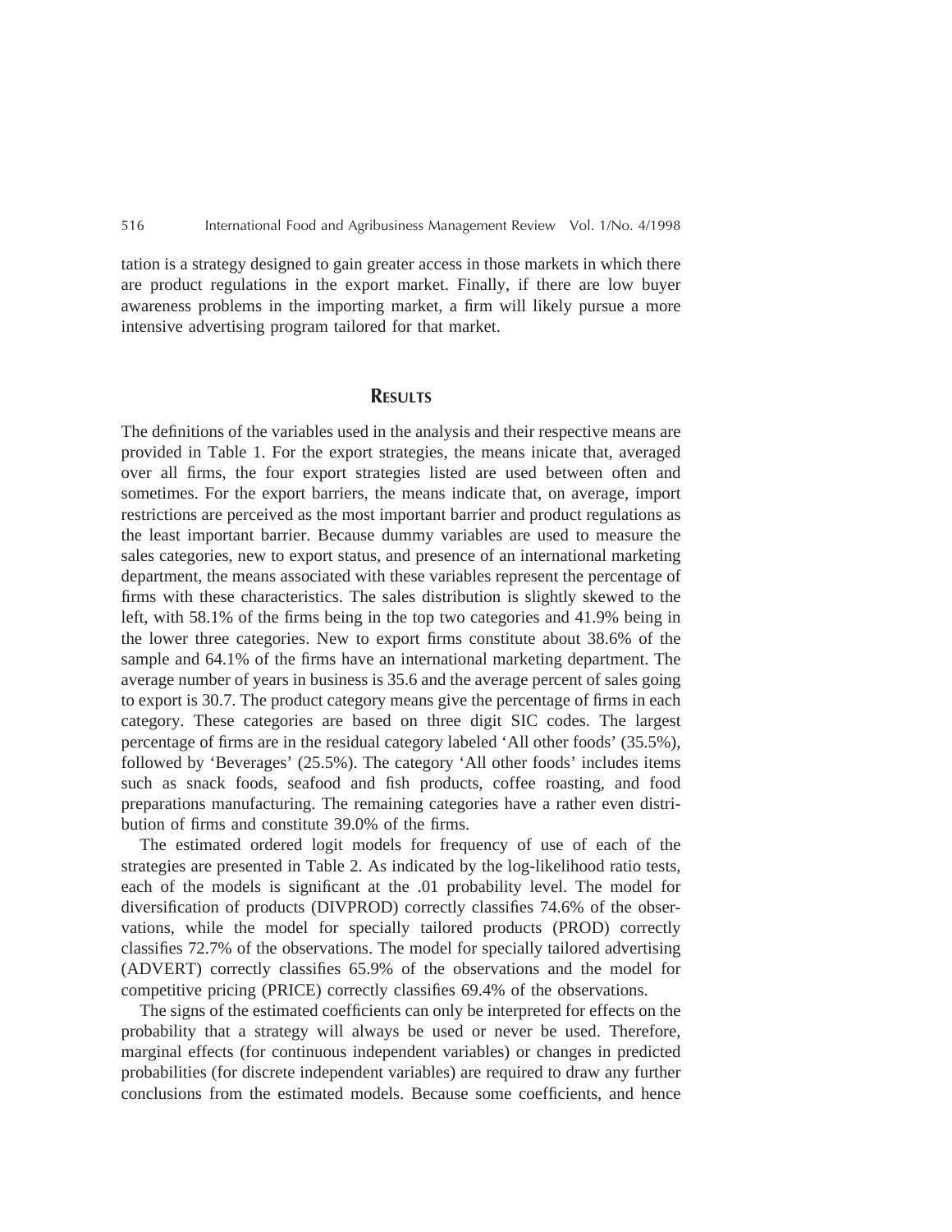tation is a strategy designed to gain greater access in those markets in which there are product regulations in the export market. Finally, if there are low buyer awareness problems in the importing market, a firm will likely pursue a more intensive advertising program tailored for that market.

## RESULTS

The definitions of the variables used in the analysis and their respective means are provided in Table 1. For the export strategies, the means inicate that, averaged over all firms, the four export strategies listed are used between often and sometimes. For the export barriers, the means indicate that, on average, import restrictions are perceived as the most important barrier and product regulations as the least important barrier. Because dummy variables are used to measure the sales categories, new to export status, and presence of an international marketing department, the means associated with these variables represent the percentage of firms with these characteristics. The sales distribution is slightly skewed to the left, with 58.1% of the firms being in the top two categories and 41.9% being in the lower three categories. New to export firms constitute about 38.6% of the sample and 64.1% of the firms have an international marketing department. The average number of years in business is 35.6 and the average percent of sales going to export is 30.7. The product category means give the percentage of firms in each category. These categories are based on three digit SIC codes. The largest percentage of firms are in the residual category labeled 'All other foods' (35.5%), followed by 'Beverages' (25.5%). The category 'All other foods' includes items such as snack foods, seafood and fish products, coffee roasting, and food preparations manufacturing. The remaining categories have a rather even distribution of firms and constitute 39.0% of the firms.

The estimated ordered logit models for frequency of use of each of the strategies are presented in Table 2. As indicated by the log-likelihood ratio tests, each of the models is significant at the .01 probability level. The model for diversification of products (DIVPROD) correctly classifies 74.6% of the observations, while the model for specially tailored products (PROD) correctly classifies 72.7% of the observations. The model for specially tailored advertising (ADVERT) correctly classifies 65.9% of the observations and the model for competitive pricing (PRICE) correctly classifies 69.4% of the observations.

The signs of the estimated coefficients can only be interpreted for effects on the probability that a strategy will always be used or never be used. Therefore, marginal effects (for continuous independent variables) or changes in predicted probabilities (for discrete independent variables) are required to draw any further conclusions from the estimated models. Because some coefficients, and hence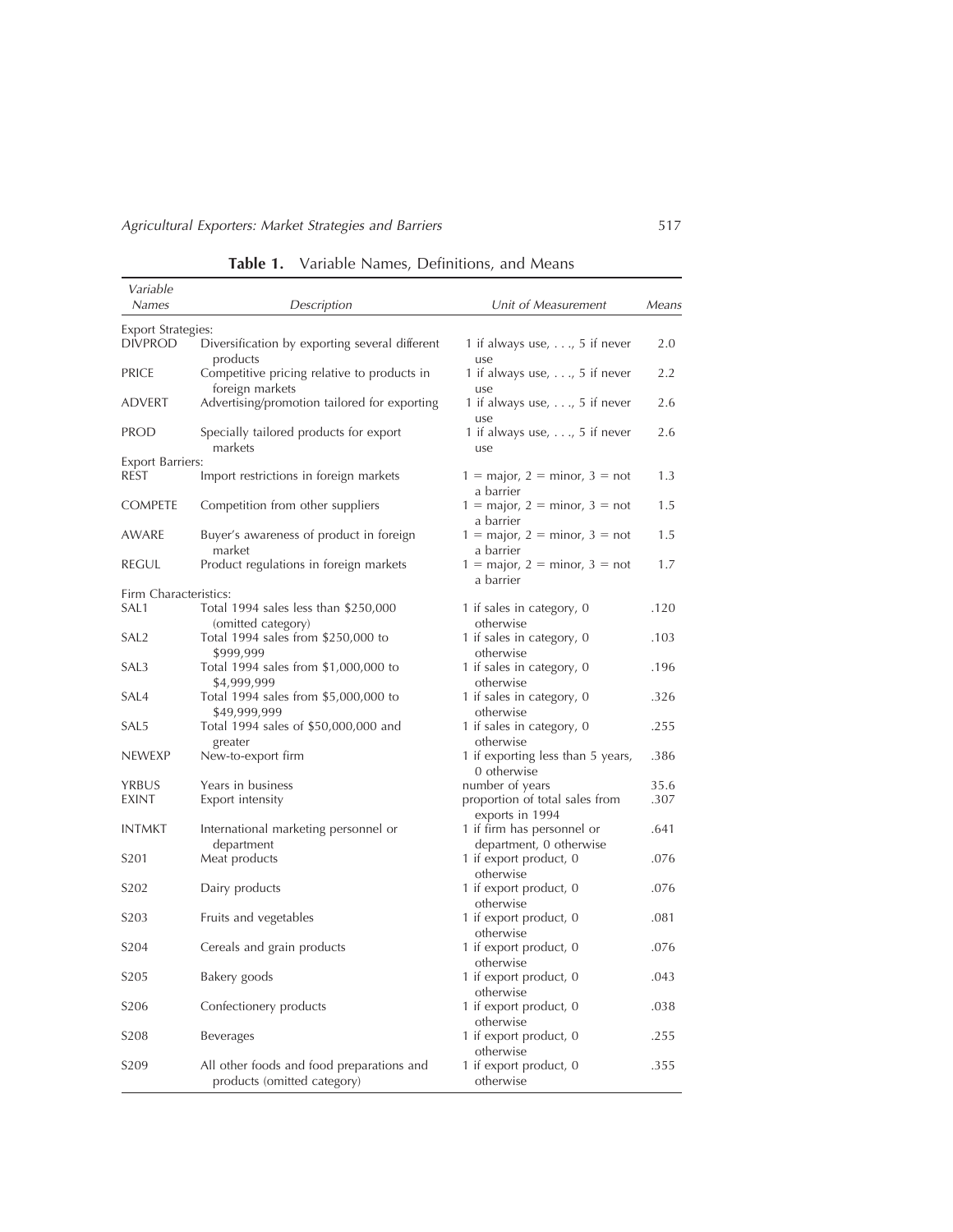**Table 1.** Variable Names, Definitions, and Means

| *Variable Names* | *Description* | *Unit of Measurement* | *Means* |
|---|---|---|---|
| Export Strategies: | | | |
| DIVPROD | Diversification by exporting several different products | 1 if always use, . . ., 5 if never use | 2.0 |
| PRICE | Competitive pricing relative to products in foreign markets | 1 if always use, . . ., 5 if never use | 2.2 |
| ADVERT | Advertising/promotion tailored for exporting | 1 if always use, . . ., 5 if never use | 2.6 |
| PROD | Specially tailored products for export markets | 1 if always use, . . ., 5 if never use | 2.6 |
| Export Barriers: | | | |
| REST | Import restrictions in foreign markets | 1 = major, 2 = minor, 3 = not a barrier | 1.3 |
| COMPETE | Competition from other suppliers | 1 = major, 2 = minor, 3 = not a barrier | 1.5 |
| AWARE | Buyer's awareness of product in foreign market | 1 = major, 2 = minor, 3 = not a barrier | 1.5 |
| REGUL | Product regulations in foreign markets | 1 = major, 2 = minor, 3 = not a barrier | 1.7 |
| Firm Characteristics: | | | |
| SAL1 | Total 1994 sales less than $250,000 (omitted category) | 1 if sales in category, 0 otherwise | .120 |
| SAL2 | Total 1994 sales from $250,000 to $999,999 | 1 if sales in category, 0 otherwise | .103 |
| SAL3 | Total 1994 sales from $1,000,000 to $4,999,999 | 1 if sales in category, 0 otherwise | .196 |
| SAL4 | Total 1994 sales from $5,000,000 to $49,999,999 | 1 if sales in category, 0 otherwise | .326 |
| SAL5 | Total 1994 sales of $50,000,000 and greater | 1 if sales in category, 0 otherwise | .255 |
| NEWEXP | New-to-export firm | 1 if exporting less than 5 years, 0 otherwise | .386 |
| YRBUS | Years in business | number of years | 35.6 |
| EXINT | Export intensity | proportion of total sales from exports in 1994 | .307 |
| INTMKT | International marketing personnel or department | 1 if firm has personnel or department, 0 otherwise | .641 |
| S201 | Meat products | 1 if export product, 0 otherwise | .076 |
| S202 | Dairy products | 1 if export product, 0 otherwise | .076 |
| S203 | Fruits and vegetables | 1 if export product, 0 otherwise | .081 |
| S204 | Cereals and grain products | 1 if export product, 0 otherwise | .076 |
| S205 | Bakery goods | 1 if export product, 0 otherwise | .043 |
| S206 | Confectionery products | 1 if export product, 0 otherwise | .038 |
| S208 | Beverages | 1 if export product, 0 otherwise | .255 |
| S209 | All other foods and food preparations and products (omitted category) | 1 if export product, 0 otherwise | .355 |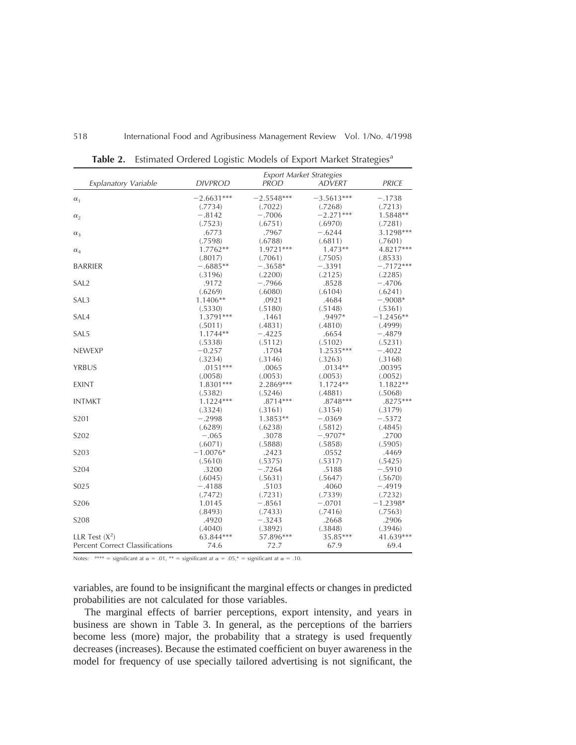**Table 2.** Estimated Ordered Logistic Models of Export Market Strategies[a]

| Explanatory Variable | Export Market Strategies | | | |
|---|---|---|---|---|
| | *DIVPROD* | *PROD* | *ADVERT* | *PRICE* |
| $\alpha_1$ | −2.6631*** | −2.5548*** | −3.5613*** | −.1738 |
| | (.7734) | (.7022) | (.7268) | (.7213) |
| $\alpha_2$ | −.8142 | −.7006 | −2.271*** | 1.5848** |
| | (.7523) | (.6751) | (.6970) | (.7281) |
| $\alpha_3$ | .6773 | .7967 | −.6244 | 3.1298*** |
| | (.7598) | (.6788) | (.6811) | (.7601) |
| $\alpha_4$ | 1.7762** | 1.9721*** | 1.473** | 4.8217*** |
| | (.8017) | (.7061) | (.7505) | (.8533) |
| BARRIER | −.6885** | −.3658* | −.3391 | −.7172*** |
| | (.3196) | (.2200) | (.2125) | (.2285) |
| SAL2 | .9172 | −.7966 | .8528 | −.4706 |
| | (.6269) | (.6080) | (.6104) | (.6241) |
| SAL3 | 1.1406** | .0921 | .4684 | −.9008* |
| | (.5330) | (.5180) | (.5148) | (.5361) |
| SAL4 | 1.3791*** | .1461 | .9497* | −1.2456** |
| | (.5011) | (.4831) | (.4810) | (.4999) |
| SAL5 | 1.1744** | −.4225 | .6654 | −.4879 |
| | (.5338) | (.5112) | (.5102) | (.5231) |
| NEWEXP | −0.257 | .1704 | 1.2535*** | −.4022 |
| | (.3234) | (.3146) | (.3263) | (.3168) |
| YRBUS | .0151*** | .0065 | .0134** | .00395 |
| | (.0058) | (.0053) | (.0053) | (.0052) |
| EXINT | 1.8301*** | 2.2869*** | 1.1724** | 1.1822** |
| | (.5382) | (.5246) | (.4881) | (.5068) |
| INTMKT | 1.1224*** | .8714*** | .8748*** | .8275*** |
| | (.3324) | (.3161) | (.3154) | (.3179) |
| S201 | −.2998 | 1.3853** | −.0369 | −.5372 |
| | (.6289) | (.6238) | (.5812) | (.4845) |
| S202 | −.065 | .3078 | −.9707* | .2700 |
| | (.6071) | (.5888) | (.5858) | (.5905) |
| S203 | −1.0076* | .2423 | .0552 | .4469 |
| | (.5610) | (.5375) | (.5317) | (.5425) |
| S204 | .3200 | −.7264 | .5188 | −.5910 |
| | (.6045) | (.5631) | (.5647) | (.5670) |
| S025 | −.4188 | .5103 | .4060 | −.4919 |
| | (.7472) | (.7231) | (.7339) | (.7232) |
| S206 | 1.0145 | −.8561 | −.0701 | −1.2398* |
| | (.8493) | (.7433) | (.7416) | (.7563) |
| S208 | .4920 | −.3243 | .2668 | .2906 |
| | (.4040) | (.3892) | (.3848) | (.3946) |
| LLR Test ($X^2$) | 63.844*** | 57.896*** | 35.85*** | 41.639*** |
| Percent Correct Classifications | 74.6 | 72.7 | 67.9 | 69.4 |

Notes: [a]*** = significant at $\alpha$ = .01, ** = significant at $\alpha$ = .05,* = significant at $\alpha$ = .10.

variables, are found to be insignificant the marginal effects or changes in predicted probabilities are not calculated for those variables.

The marginal effects of barrier perceptions, export intensity, and years in business are shown in Table 3. In general, as the perceptions of the barriers become less (more) major, the probability that a strategy is used frequently decreases (increases). Because the estimated coefficient on buyer awareness in the model for frequency of use specially tailored advertising is not significant, the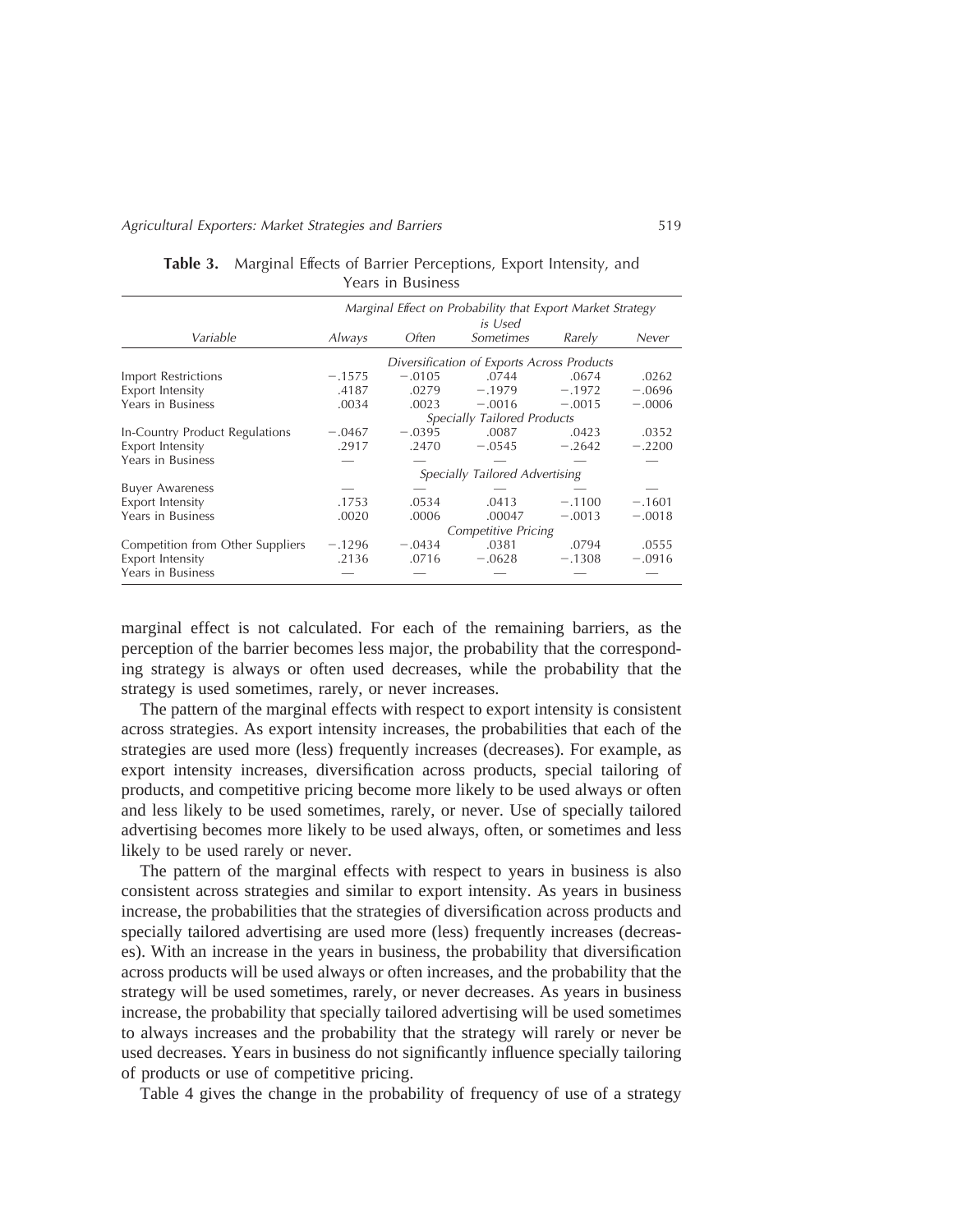**Table 3.** Marginal Effects of Barrier Perceptions, Export Intensity, and Years in Business

| Variable | Marginal Effect on Probability that Export Market Strategy is Used | | | | |
|---|---|---|---|---|---|
| | *Always* | *Often* | *Sometimes* | *Rarely* | *Never* |
| | | | *Diversification of Exports Across Products* | | |
| Import Restrictions | −.1575 | −.0105 | .0744 | .0674 | .0262 |
| Export Intensity | .4187 | .0279 | −.1979 | −.1972 | −.0696 |
| Years in Business | .0034 | .0023 | −.0016 | −.0015 | −.0006 |
| | | | *Specially Tailored Products* | | |
| In-Country Product Regulations | −.0467 | −.0395 | .0087 | .0423 | .0352 |
| Export Intensity | .2917 | .2470 | −.0545 | −.2642 | −.2200 |
| Years in Business | — | — | — | — | — |
| | | | *Specially Tailored Advertising* | | |
| Buyer Awareness | — | — | — | — | — |
| Export Intensity | .1753 | .0534 | .0413 | −.1100 | −.1601 |
| Years in Business | .0020 | .0006 | .00047 | −.0013 | −.0018 |
| | | | *Competitive Pricing* | | |
| Competition from Other Suppliers | −.1296 | −.0434 | .0381 | .0794 | .0555 |
| Export Intensity | .2136 | .0716 | −.0628 | −.1308 | −.0916 |
| Years in Business | — | — | — | — | — |

marginal effect is not calculated. For each of the remaining barriers, as the perception of the barrier becomes less major, the probability that the corresponding strategy is always or often used decreases, while the probability that the strategy is used sometimes, rarely, or never increases.

The pattern of the marginal effects with respect to export intensity is consistent across strategies. As export intensity increases, the probabilities that each of the strategies are used more (less) frequently increases (decreases). For example, as export intensity increases, diversification across products, special tailoring of products, and competitive pricing become more likely to be used always or often and less likely to be used sometimes, rarely, or never. Use of specially tailored advertising becomes more likely to be used always, often, or sometimes and less likely to be used rarely or never.

The pattern of the marginal effects with respect to years in business is also consistent across strategies and similar to export intensity. As years in business increase, the probabilities that the strategies of diversification across products and specially tailored advertising are used more (less) frequently increases (decreases). With an increase in the years in business, the probability that diversification across products will be used always or often increases, and the probability that the strategy will be used sometimes, rarely, or never decreases. As years in business increase, the probability that specially tailored advertising will be used sometimes to always increases and the probability that the strategy will rarely or never be used decreases. Years in business do not significantly influence specially tailoring of products or use of competitive pricing.

Table 4 gives the change in the probability of frequency of use of a strategy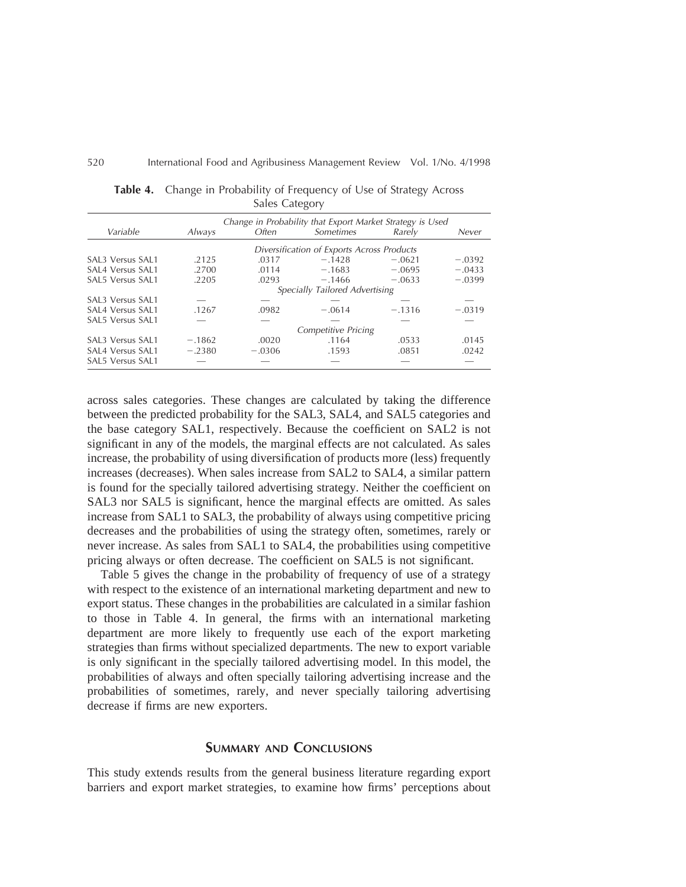**Table 4.** Change in Probability of Frequency of Use of Strategy Across Sales Category

| Variable | Always | Often | Sometimes | Rarely | Never |
|---|---|---|---|---|---|
| | *Change in Probability that Export Market Strategy is Used* | | | | |
| | *Diversification of Exports Across Products* | | | | |
| SAL3 Versus SAL1 | .2125 | .0317 | −.1428 | −.0621 | −.0392 |
| SAL4 Versus SAL1 | .2700 | .0114 | −.1683 | −.0695 | −.0433 |
| SAL5 Versus SAL1 | .2205 | .0293 | −.1466 | −.0633 | −.0399 |
| | *Specially Tailored Advertising* | | | | |
| SAL3 Versus SAL1 | — | — | — | — | — |
| SAL4 Versus SAL1 | .1267 | .0982 | −.0614 | −.1316 | −.0319 |
| SAL5 Versus SAL1 | — | — | — | — | — |
| | *Competitive Pricing* | | | | |
| SAL3 Versus SAL1 | −.1862 | .0020 | .1164 | .0533 | .0145 |
| SAL4 Versus SAL1 | −.2380 | −.0306 | .1593 | .0851 | .0242 |
| SAL5 Versus SAL1 | — | — | — | — | — |

across sales categories. These changes are calculated by taking the difference between the predicted probability for the SAL3, SAL4, and SAL5 categories and the base category SAL1, respectively. Because the coefficient on SAL2 is not significant in any of the models, the marginal effects are not calculated. As sales increase, the probability of using diversification of products more (less) frequently increases (decreases). When sales increase from SAL2 to SAL4, a similar pattern is found for the specially tailored advertising strategy. Neither the coefficient on SAL3 nor SAL5 is significant, hence the marginal effects are omitted. As sales increase from SAL1 to SAL3, the probability of always using competitive pricing decreases and the probabilities of using the strategy often, sometimes, rarely or never increase. As sales from SAL1 to SAL4, the probabilities using competitive pricing always or often decrease. The coefficient on SAL5 is not significant.

Table 5 gives the change in the probability of frequency of use of a strategy with respect to the existence of an international marketing department and new to export status. These changes in the probabilities are calculated in a similar fashion to those in Table 4. In general, the firms with an international marketing department are more likely to frequently use each of the export marketing strategies than firms without specialized departments. The new to export variable is only significant in the specially tailored advertising model. In this model, the probabilities of always and often specially tailoring advertising increase and the probabilities of sometimes, rarely, and never specially tailoring advertising decrease if firms are new exporters.

## Summary and Conclusions

This study extends results from the general business literature regarding export barriers and export market strategies, to examine how firms' perceptions about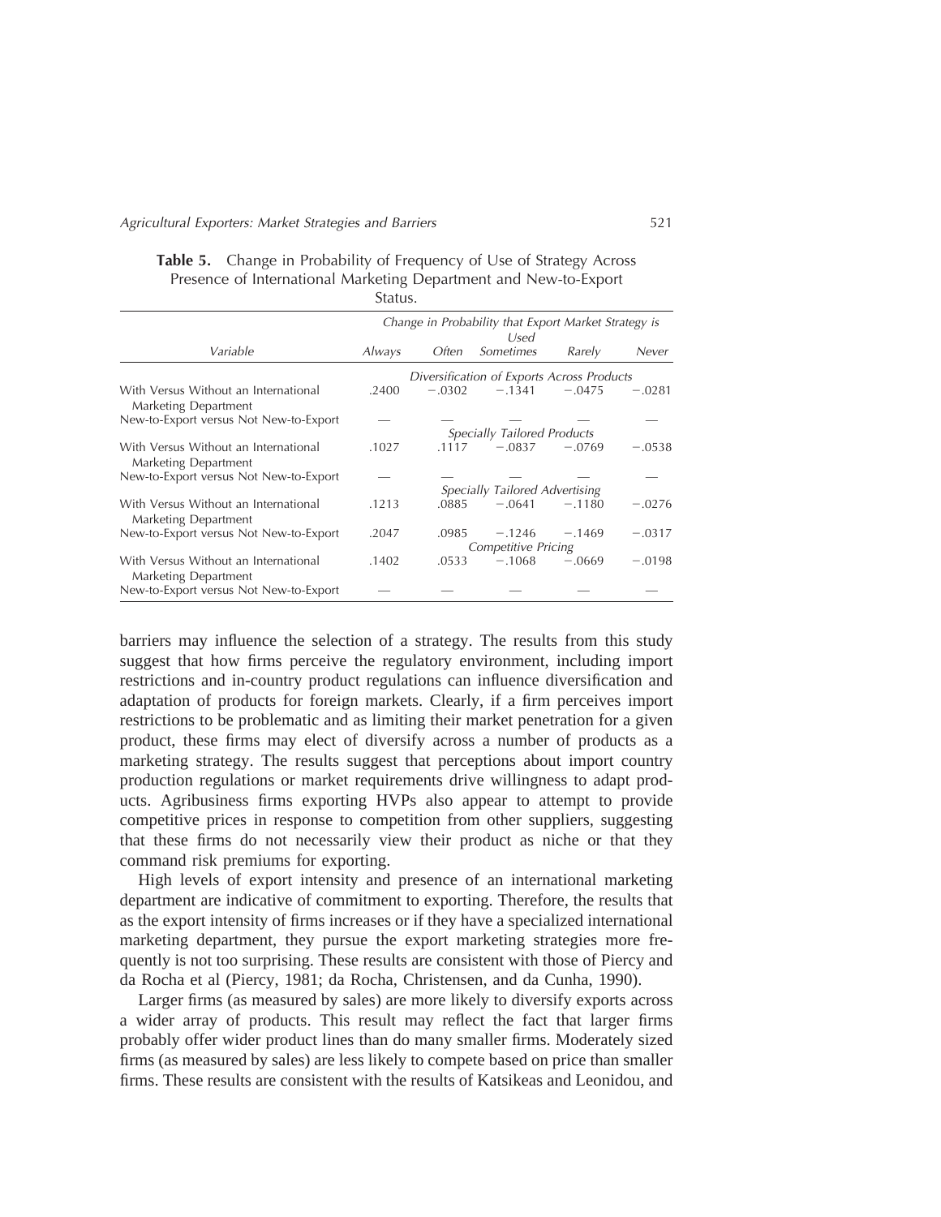**Table 5.** Change in Probability of Frequency of Use of Strategy Across Presence of International Marketing Department and New-to-Export Status.

| Variable | Change in Probability that Export Market Strategy is Used | | | | |
|---|---|---|---|---|---|
| | *Always* | *Often* | *Sometimes* | *Rarely* | *Never* |
| | *Diversification of Exports Across Products* | | | | |
| With Versus Without an International Marketing Department | .2400 | −.0302 | −.1341 | −.0475 | −.0281 |
| New-to-Export versus Not New-to-Export | — | — | — | — | — |
| | *Specially Tailored Products* | | | | |
| With Versus Without an International Marketing Department | .1027 | .1117 | −.0837 | −.0769 | −.0538 |
| New-to-Export versus Not New-to-Export | — | — | — | — | — |
| | *Specially Tailored Advertising* | | | | |
| With Versus Without an International Marketing Department | .1213 | .0885 | −.0641 | −.1180 | −.0276 |
| New-to-Export versus Not New-to-Export | .2047 | .0985 | −.1246 | −.1469 | −.0317 |
| | *Competitive Pricing* | | | | |
| With Versus Without an International Marketing Department | .1402 | .0533 | −.1068 | −.0669 | −.0198 |
| New-to-Export versus Not New-to-Export | — | — | — | — | — |

barriers may influence the selection of a strategy. The results from this study suggest that how firms perceive the regulatory environment, including import restrictions and in-country product regulations can influence diversification and adaptation of products for foreign markets. Clearly, if a firm perceives import restrictions to be problematic and as limiting their market penetration for a given product, these firms may elect of diversify across a number of products as a marketing strategy. The results suggest that perceptions about import country production regulations or market requirements drive willingness to adapt products. Agribusiness firms exporting HVPs also appear to attempt to provide competitive prices in response to competition from other suppliers, suggesting that these firms do not necessarily view their product as niche or that they command risk premiums for exporting.

High levels of export intensity and presence of an international marketing department are indicative of commitment to exporting. Therefore, the results that as the export intensity of firms increases or if they have a specialized international marketing department, they pursue the export marketing strategies more frequently is not too surprising. These results are consistent with those of Piercy and da Rocha et al (Piercy, 1981; da Rocha, Christensen, and da Cunha, 1990).

Larger firms (as measured by sales) are more likely to diversify exports across a wider array of products. This result may reflect the fact that larger firms probably offer wider product lines than do many smaller firms. Moderately sized firms (as measured by sales) are less likely to compete based on price than smaller firms. These results are consistent with the results of Katsikeas and Leonidou, and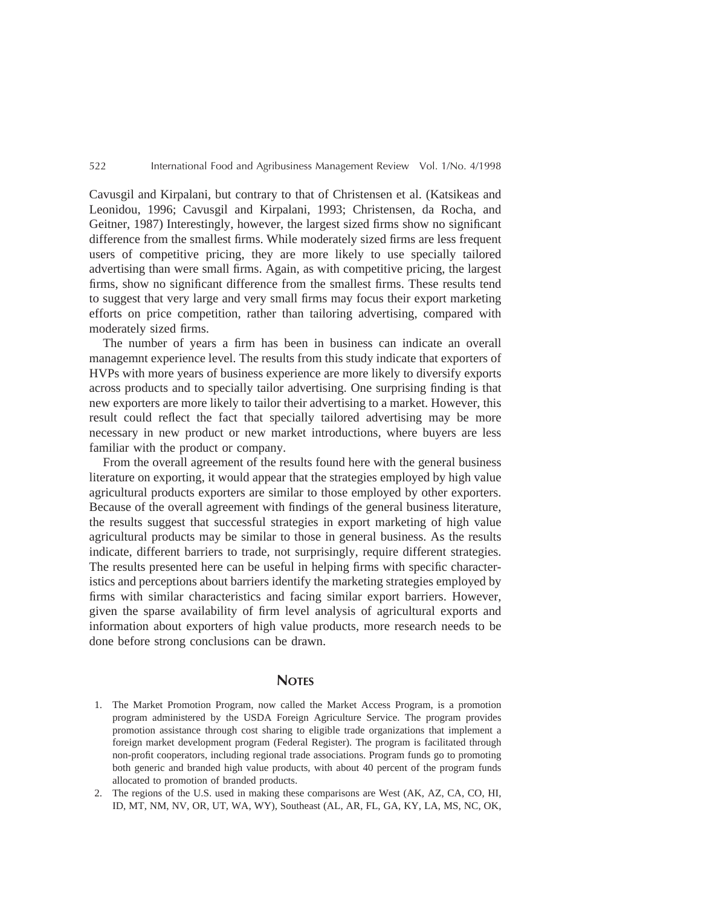Cavusgil and Kirpalani, but contrary to that of Christensen et al. (Katsikeas and Leonidou, 1996; Cavusgil and Kirpalani, 1993; Christensen, da Rocha, and Geitner, 1987) Interestingly, however, the largest sized firms show no significant difference from the smallest firms. While moderately sized firms are less frequent users of competitive pricing, they are more likely to use specially tailored advertising than were small firms. Again, as with competitive pricing, the largest firms, show no significant difference from the smallest firms. These results tend to suggest that very large and very small firms may focus their export marketing efforts on price competition, rather than tailoring advertising, compared with moderately sized firms.

The number of years a firm has been in business can indicate an overall managemnt experience level. The results from this study indicate that exporters of HVPs with more years of business experience are more likely to diversify exports across products and to specially tailor advertising. One surprising finding is that new exporters are more likely to tailor their advertising to a market. However, this result could reflect the fact that specially tailored advertising may be more necessary in new product or new market introductions, where buyers are less familiar with the product or company.

From the overall agreement of the results found here with the general business literature on exporting, it would appear that the strategies employed by high value agricultural products exporters are similar to those employed by other exporters. Because of the overall agreement with findings of the general business literature, the results suggest that successful strategies in export marketing of high value agricultural products may be similar to those in general business. As the results indicate, different barriers to trade, not surprisingly, require different strategies. The results presented here can be useful in helping firms with specific characteristics and perceptions about barriers identify the marketing strategies employed by firms with similar characteristics and facing similar export barriers. However, given the sparse availability of firm level analysis of agricultural exports and information about exporters of high value products, more research needs to be done before strong conclusions can be drawn.

## Notes

1. The Market Promotion Program, now called the Market Access Program, is a promotion program administered by the USDA Foreign Agriculture Service. The program provides promotion assistance through cost sharing to eligible trade organizations that implement a foreign market development program (Federal Register). The program is facilitated through non-profit cooperators, including regional trade associations. Program funds go to promoting both generic and branded high value products, with about 40 percent of the program funds allocated to promotion of branded products.
2. The regions of the U.S. used in making these comparisons are West (AK, AZ, CA, CO, HI, ID, MT, NM, NV, OR, UT, WA, WY), Southeast (AL, AR, FL, GA, KY, LA, MS, NC, OK,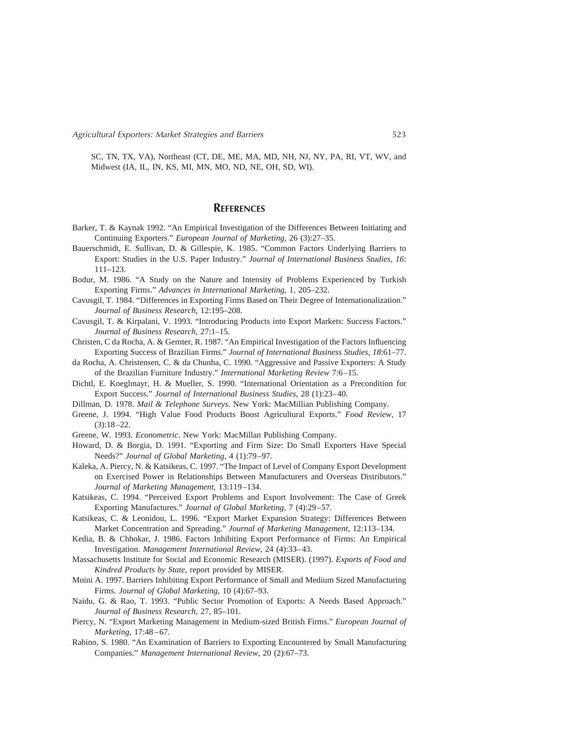SC, TN, TX, VA), Northeast (CT, DE, ME, MA, MD, NH, NJ, NY, PA, RI, VT, WV, and Midwest (IA, IL, IN, KS, MI, MN, MO, ND, NE, OH, SD, WI).

## REFERENCES

Barker, T. & Kaynak 1992. "An Empirical Investigation of the Differences Between Initiating and Continuing Exporters." *European Journal of Marketing*, 26 (3):27–35.

Bauerschmidt, E. Sullivan, D. & Gillespie, K. 1985. "Common Factors Underlying Barriers to Export: Studies in the U.S. Paper Industry." *Journal of International Business Studies, 16*: 111–123.

Bodur, M. 1986. "A Study on the Nature and Intensity of Problems Experienced by Turkish Exporting Firms." *Advances in International Marketing*, 1, 205–232.

Cavusgil, T. 1984. "Differences in Exporting Firms Based on Their Degree of Internationalization." *Journal of Business Research*, 12:195–208.

Cavusgil, T. & Kirpalani, V. 1993. "Introducing Products into Export Markets: Success Factors." *Journal of Business Research*, 27:1–15.

Christen, C da Rocha, A. & Gernter, R. 1987. "An Empirical Investigation of the Factors Influencing Exporting Success of Brazilian Firms." *Journal of International Business Studies, 18*:61–77.

da Rocha, A. Christensen, C. & da Chunha, C. 1990. "Aggressive and Passive Exporters: A Study of the Brazilian Furniture Industry." *International Marketing Review* 7:6–15.

Dichtl, E. Koeglmayr, H. & Mueller, S. 1990. "International Orientation as a Precondition for Export Success." *Journal of International Business Studies*, 28 (1):23–40.

Dillman, D. 1978. *Mail & Telephone Surveys*. New York: MacMillian Publishing Company.

Greene, J. 1994. "High Value Food Products Boost Agricultural Exports." *Food Review*, 17 (3):18–22.

Greene, W. 1993. *Econometric*. New York: MacMillan Publishing Company.

Howard, D. & Borgia, D. 1991. "Exporting and Firm Size: Do Small Exporters Have Special Needs?" *Journal of Global Marketing*, 4 (1):79–97.

Kaleka, A. Piercy, N. & Katsikeas, C. 1997. "The Impact of Level of Company Export Development on Exercised Power in Relationships Between Manufacturers and Overseas Distributors." *Journal of Marketing Management*, 13:119–134.

Katsikeas, C. 1994. "Perceived Export Problems and Export Involvement: The Case of Greek Exporting Manufactures." *Journal of Global Marketing*, 7 (4):29–57.

Katsikeas, C. & Leonidou, L. 1996. "Export Market Expansion Strategy: Differences Between Market Concentration and Spreading." *Journal of Marketing Management*, 12:113–134.

Kedia, B. & Chhokar, J. 1986. Factors Inhibiting Export Performance of Firms: An Empirical Investigation. *Management International Review*, 24 (4):33–43.

Massachusetts Institute for Social and Economic Research (MISER). (1997). *Exports of Food and Kindred Products by State*, report provided by MISER.

Moini A. 1997. Barriers Inhibiting Export Performance of Small and Medium Sized Manufacturing Firms. *Journal of Global Marketing*, 10 (4):67–93.

Naidu, G. & Rao, T. 1993. "Public Sector Promotion of Exports: A Needs Based Approach." *Journal of Business Research*, 27, 85–101.

Piercy, N. "Export Marketing Management in Medium-sized British Firms." *European Journal of Marketing*, 17:48–67.

Rabino, S. 1980. "An Examination of Barriers to Exporting Encountered by Small Manufacturing Companies." *Management International Review*, 20 (2):67–73.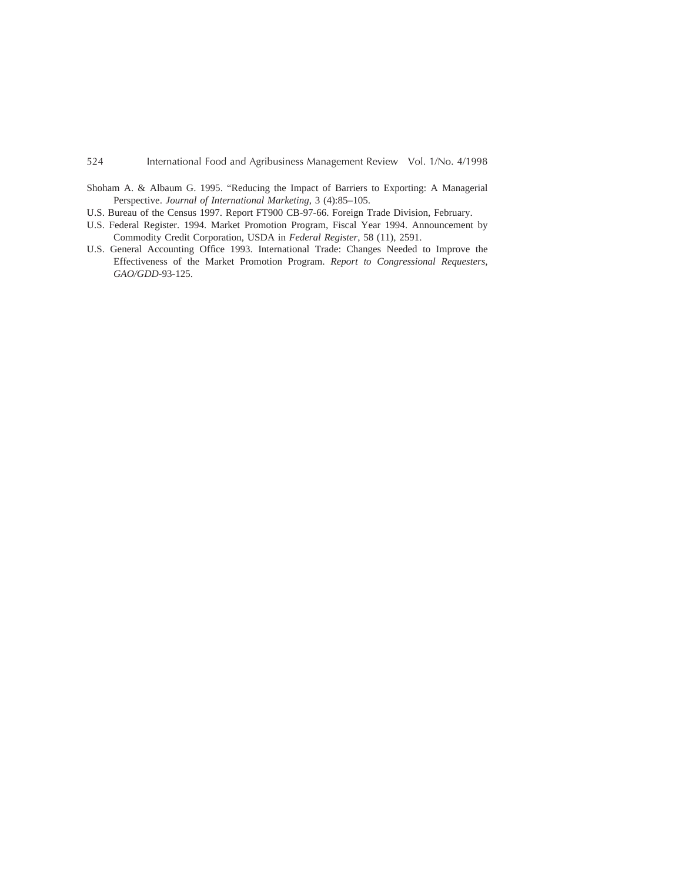Shoham A. & Albaum G. 1995. "Reducing the Impact of Barriers to Exporting: A Managerial Perspective. *Journal of International Marketing*, 3 (4):85–105.

U.S. Bureau of the Census 1997. Report FT900 CB-97-66. Foreign Trade Division, February.

U.S. Federal Register. 1994. Market Promotion Program, Fiscal Year 1994. Announcement by Commodity Credit Corporation, USDA in *Federal Register*, 58 (11), 2591.

U.S. General Accounting Office 1993. International Trade: Changes Needed to Improve the Effectiveness of the Market Promotion Program. *Report to Congressional Requesters*, *GAO/GDD*-93-125.